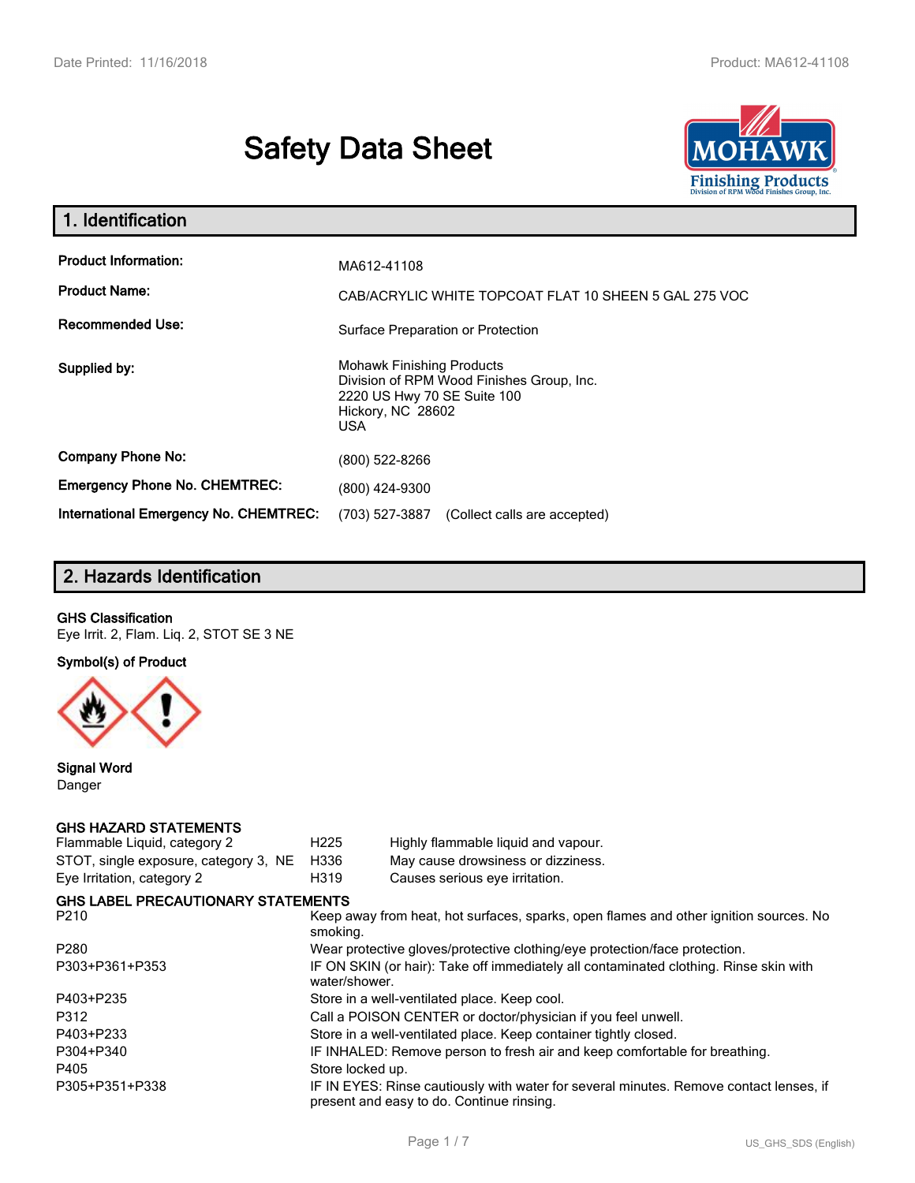# Safety Data Sheet

## 1. Identification

| | |
|---|---|
| **Product Information:** | MA612-41108 |
| **Product Name:** | CAB/ACRYLIC WHITE TOPCOAT FLAT 10 SHEEN 5 GAL 275 VOC |
| **Recommended Use:** | Surface Preparation or Protection |
| **Supplied by:** | Mohawk Finishing Products<br>Division of RPM Wood Finishes Group, Inc.<br>2220 US Hwy 70 SE Suite 100<br>Hickory, NC 28602<br>USA |
| **Company Phone No:** | (800) 522-8266 |
| **Emergency Phone No. CHEMTREC:** | (800) 424-9300 |
| **International Emergency No. CHEMTREC:** | (703) 527-3887 (Collect calls are accepted) |

## 2. Hazards Identification

**GHS Classification**

Eye Irrit. 2, Flam. Liq. 2, STOT SE 3 NE

**Symbol(s) of Product**

**Signal Word**

Danger

**GHS HAZARD STATEMENTS**

| | | |
|---|---|---|
| Flammable Liquid, category 2 | H225 | Highly flammable liquid and vapour. |
| STOT, single exposure, category 3, NE | H336 | May cause drowsiness or dizziness. |
| Eye Irritation, category 2 | H319 | Causes serious eye irritation. |

**GHS LABEL PRECAUTIONARY STATEMENTS**

| | |
|---|---|
| P210 | Keep away from heat, hot surfaces, sparks, open flames and other ignition sources. No smoking. |
| P280 | Wear protective gloves/protective clothing/eye protection/face protection. |
| P303+P361+P353 | IF ON SKIN (or hair): Take off immediately all contaminated clothing. Rinse skin with water/shower. |
| P403+P235 | Store in a well-ventilated place. Keep cool. |
| P312 | Call a POISON CENTER or doctor/physician if you feel unwell. |
| P403+P233 | Store in a well-ventilated place. Keep container tightly closed. |
| P304+P340 | IF INHALED: Remove person to fresh air and keep comfortable for breathing. |
| P405 | Store locked up. |
| P305+P351+P338 | IF IN EYES: Rinse cautiously with water for several minutes. Remove contact lenses, if present and easy to do. Continue rinsing. |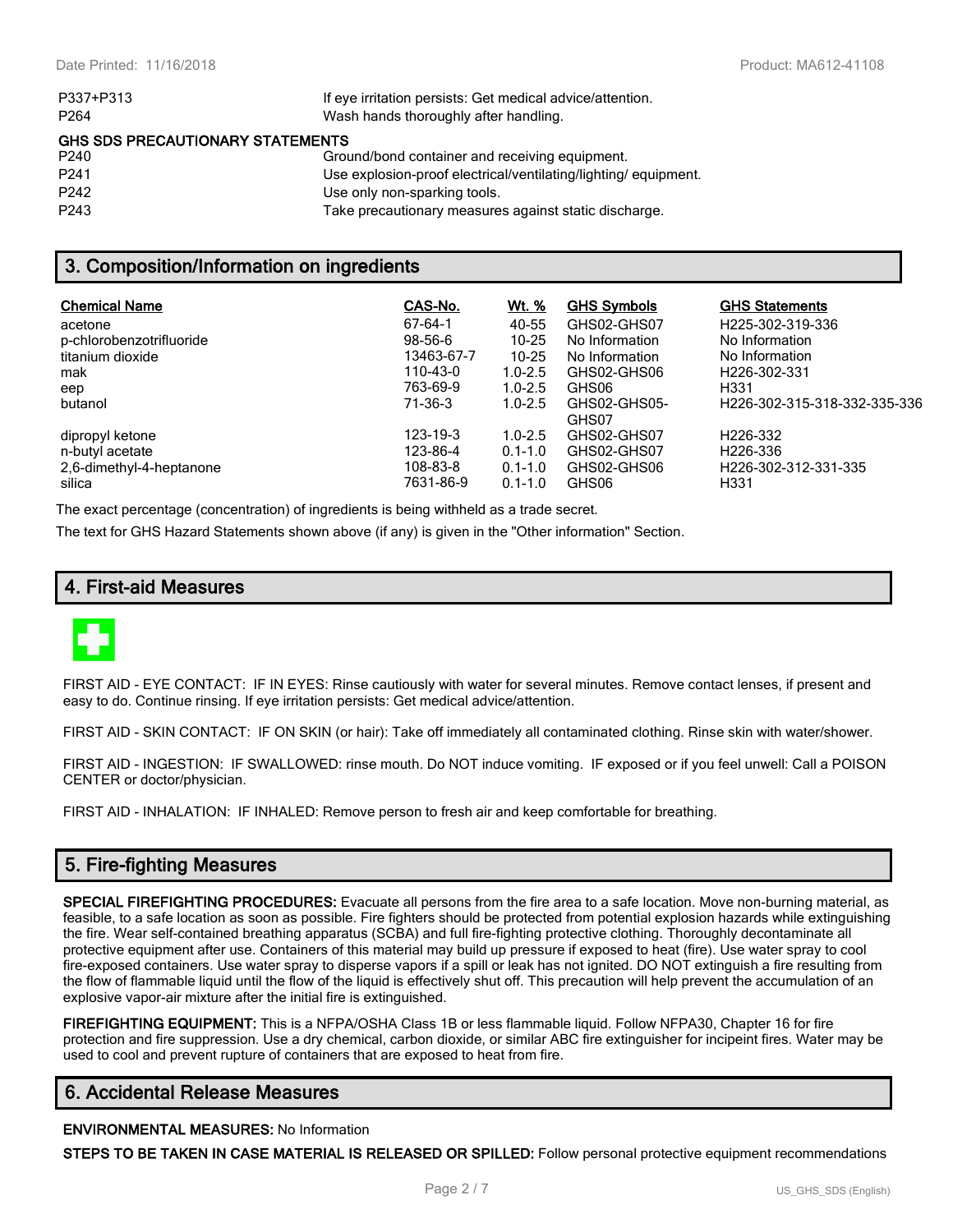| | |
|---|---|
| P337+P313 | If eye irritation persists: Get medical advice/attention. |
| P264 | Wash hands thoroughly after handling. |

**GHS SDS PRECAUTIONARY STATEMENTS**

| | |
|---|---|
| P240 | Ground/bond container and receiving equipment. |
| P241 | Use explosion-proof electrical/ventilating/lighting/ equipment. |
| P242 | Use only non-sparking tools. |
| P243 | Take precautionary measures against static discharge. |

## 3. Composition/Information on ingredients

| Chemical Name | CAS-No. | Wt. % | GHS Symbols | GHS Statements |
|---|---|---|---|---|
| acetone | 67-64-1 | 40-55 | GHS02-GHS07 | H225-302-319-336 |
| p-chlorobenzotrifluoride | 98-56-6 | 10-25 | No Information | No Information |
| titanium dioxide | 13463-67-7 | 10-25 | No Information | No Information |
| mak | 110-43-0 | 1.0-2.5 | GHS02-GHS06 | H226-302-331 |
| eep | 763-69-9 | 1.0-2.5 | GHS06 | H331 |
| butanol | 71-36-3 | 1.0-2.5 | GHS02-GHS05-GHS07 | H226-302-315-318-332-335-336 |
| dipropyl ketone | 123-19-3 | 1.0-2.5 | GHS02-GHS07 | H226-332 |
| n-butyl acetate | 123-86-4 | 0.1-1.0 | GHS02-GHS07 | H226-336 |
| 2,6-dimethyl-4-heptanone | 108-83-8 | 0.1-1.0 | GHS02-GHS06 | H226-302-312-331-335 |
| silica | 7631-86-9 | 0.1-1.0 | GHS06 | H331 |

The exact percentage (concentration) of ingredients is being withheld as a trade secret.

The text for GHS Hazard Statements shown above (if any) is given in the "Other information" Section.

## 4. First-aid Measures

FIRST AID - EYE CONTACT: IF IN EYES: Rinse cautiously with water for several minutes. Remove contact lenses, if present and easy to do. Continue rinsing. If eye irritation persists: Get medical advice/attention.

FIRST AID - SKIN CONTACT: IF ON SKIN (or hair): Take off immediately all contaminated clothing. Rinse skin with water/shower.

FIRST AID - INGESTION: IF SWALLOWED: rinse mouth. Do NOT induce vomiting. IF exposed or if you feel unwell: Call a POISON CENTER or doctor/physician.

FIRST AID - INHALATION: IF INHALED: Remove person to fresh air and keep comfortable for breathing.

## 5. Fire-fighting Measures

**SPECIAL FIREFIGHTING PROCEDURES:** Evacuate all persons from the fire area to a safe location. Move non-burning material, as feasible, to a safe location as soon as possible. Fire fighters should be protected from potential explosion hazards while extinguishing the fire. Wear self-contained breathing apparatus (SCBA) and full fire-fighting protective clothing. Thoroughly decontaminate all protective equipment after use. Containers of this material may build up pressure if exposed to heat (fire). Use water spray to cool fire-exposed containers. Use water spray to disperse vapors if a spill or leak has not ignited. DO NOT extinguish a fire resulting from the flow of flammable liquid until the flow of the liquid is effectively shut off. This precaution will help prevent the accumulation of an explosive vapor-air mixture after the initial fire is extinguished.

**FIREFIGHTING EQUIPMENT:** This is a NFPA/OSHA Class 1B or less flammable liquid. Follow NFPA30, Chapter 16 for fire protection and fire suppression. Use a dry chemical, carbon dioxide, or similar ABC fire extinguisher for incipeint fires. Water may be used to cool and prevent rupture of containers that are exposed to heat from fire.

## 6. Accidental Release Measures

**ENVIRONMENTAL MEASURES:** No Information

**STEPS TO BE TAKEN IN CASE MATERIAL IS RELEASED OR SPILLED:** Follow personal protective equipment recommendations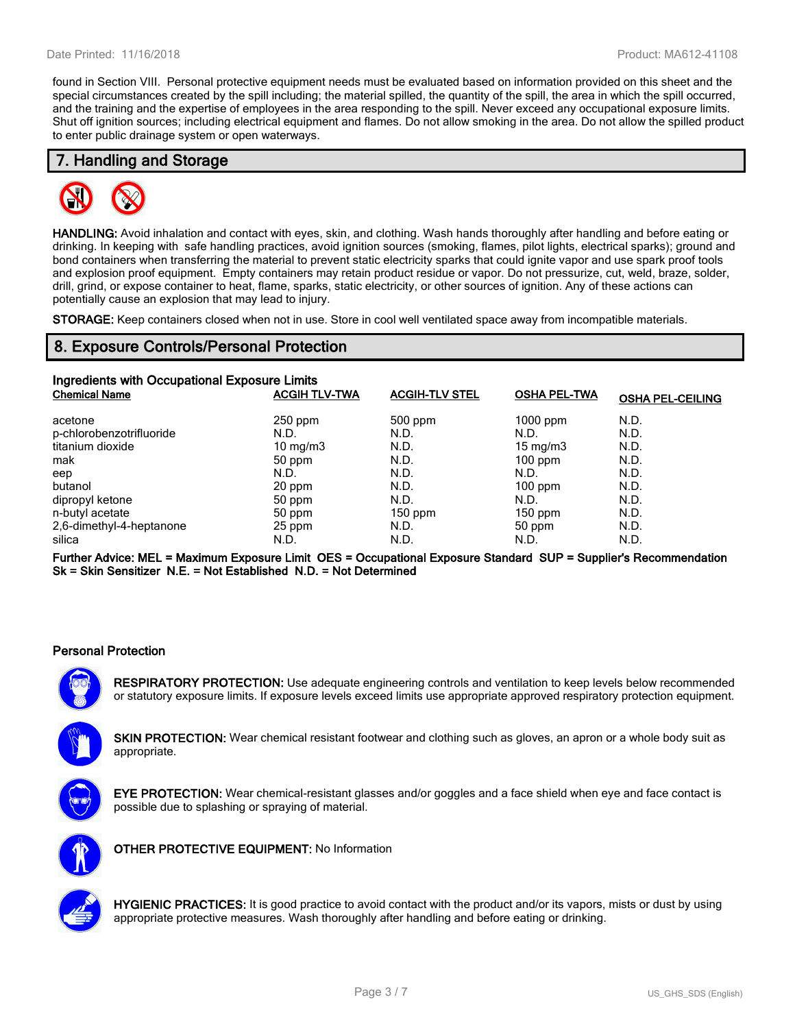found in Section VIII. Personal protective equipment needs must be evaluated based on information provided on this sheet and the special circumstances created by the spill including; the material spilled, the quantity of the spill, the area in which the spill occurred, and the training and the expertise of employees in the area responding to the spill. Never exceed any occupational exposure limits. Shut off ignition sources; including electrical equipment and flames. Do not allow smoking in the area. Do not allow the spilled product to enter public drainage system or open waterways.

## 7. Handling and Storage

**HANDLING:** Avoid inhalation and contact with eyes, skin, and clothing. Wash hands thoroughly after handling and before eating or drinking. In keeping with safe handling practices, avoid ignition sources (smoking, flames, pilot lights, electrical sparks); ground and bond containers when transferring the material to prevent static electricity sparks that could ignite vapor and use spark proof tools and explosion proof equipment. Empty containers may retain product residue or vapor. Do not pressurize, cut, weld, braze, solder, drill, grind, or expose container to heat, flame, sparks, static electricity, or other sources of ignition. Any of these actions can potentially cause an explosion that may lead to injury.

**STORAGE:** Keep containers closed when not in use. Store in cool well ventilated space away from incompatible materials.

## 8. Exposure Controls/Personal Protection

### Ingredients with Occupational Exposure Limits

| Chemical Name | ACGIH TLV-TWA | ACGIH-TLV STEL | OSHA PEL-TWA | OSHA PEL-CEILING |
|---|---|---|---|---|
| acetone | 250 ppm | 500 ppm | 1000 ppm | N.D. |
| p-chlorobenzotrifluoride | N.D. | N.D. | N.D. | N.D. |
| titanium dioxide | 10 mg/m3 | N.D. | 15 mg/m3 | N.D. |
| mak | 50 ppm | N.D. | 100 ppm | N.D. |
| eep | N.D. | N.D. | N.D. | N.D. |
| butanol | 20 ppm | N.D. | 100 ppm | N.D. |
| dipropyl ketone | 50 ppm | N.D. | N.D. | N.D. |
| n-butyl acetate | 50 ppm | 150 ppm | 150 ppm | N.D. |
| 2,6-dimethyl-4-heptanone | 25 ppm | N.D. | 50 ppm | N.D. |
| silica | N.D. | N.D. | N.D. | N.D. |

**Further Advice: MEL = Maximum Exposure Limit OES = Occupational Exposure Standard SUP = Supplier's Recommendation Sk = Skin Sensitizer N.E. = Not Established N.D. = Not Determined**

### Personal Protection

**RESPIRATORY PROTECTION:** Use adequate engineering controls and ventilation to keep levels below recommended or statutory exposure limits. If exposure levels exceed limits use appropriate approved respiratory protection equipment.

**SKIN PROTECTION:** Wear chemical resistant footwear and clothing such as gloves, an apron or a whole body suit as appropriate.

**EYE PROTECTION:** Wear chemical-resistant glasses and/or goggles and a face shield when eye and face contact is possible due to splashing or spraying of material.

**OTHER PROTECTIVE EQUIPMENT:** No Information

**HYGIENIC PRACTICES:** It is good practice to avoid contact with the product and/or its vapors, mists or dust by using appropriate protective measures. Wash thoroughly after handling and before eating or drinking.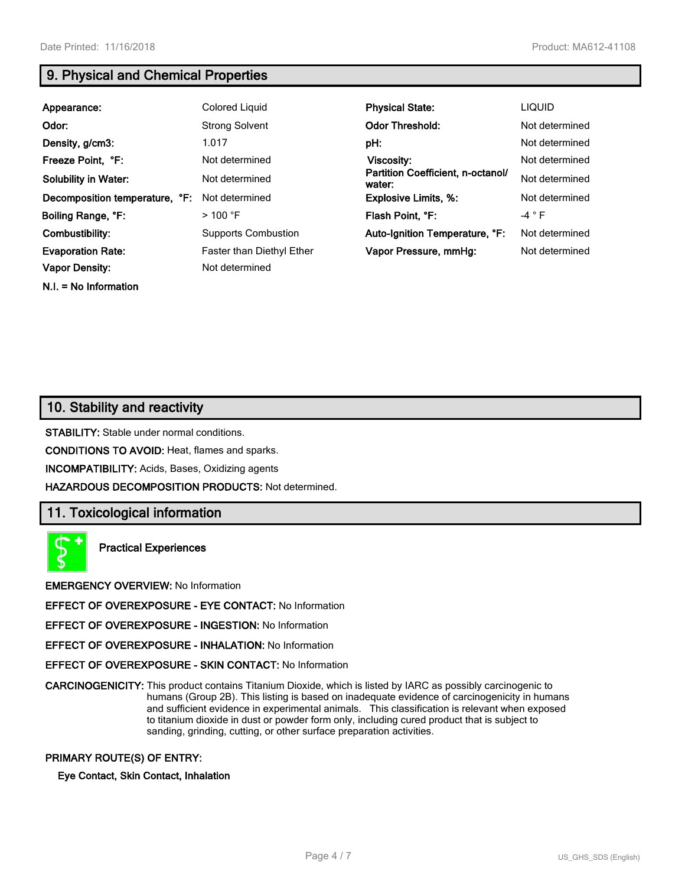## 9. Physical and Chemical Properties

| | | | |
|---|---|---|---|
| **Appearance:** | Colored Liquid | **Physical State:** | LIQUID |
| **Odor:** | Strong Solvent | **Odor Threshold:** | Not determined |
| **Density, g/cm3:** | 1.017 | **pH:** | Not determined |
| **Freeze Point, °F:** | Not determined | **Viscosity:** | Not determined |
| **Solubility in Water:** | Not determined | **Partition Coefficient, n-octanol/water:** | Not determined |
| **Decomposition temperature, °F:** | Not determined | **Explosive Limits, %:** | Not determined |
| **Boiling Range, °F:** | > 100 °F | **Flash Point, °F:** | -4 ° F |
| **Combustibility:** | Supports Combustion | **Auto-Ignition Temperature, °F:** | Not determined |
| **Evaporation Rate:** | Faster than Diethyl Ether | **Vapor Pressure, mmHg:** | Not determined |
| **Vapor Density:** | Not determined | | |

**N.I. = No Information**

## 10. Stability and reactivity

**STABILITY:** Stable under normal conditions.

**CONDITIONS TO AVOID:** Heat, flames and sparks.

**INCOMPATIBILITY:** Acids, Bases, Oxidizing agents

**HAZARDOUS DECOMPOSITION PRODUCTS:** Not determined.

## 11. Toxicological information

**Practical Experiences**

**EMERGENCY OVERVIEW:** No Information

**EFFECT OF OVEREXPOSURE - EYE CONTACT:** No Information

**EFFECT OF OVEREXPOSURE - INGESTION:** No Information

**EFFECT OF OVEREXPOSURE - INHALATION:** No Information

**EFFECT OF OVEREXPOSURE - SKIN CONTACT:** No Information

**CARCINOGENICITY:** This product contains Titanium Dioxide, which is listed by IARC as possibly carcinogenic to humans (Group 2B). This listing is based on inadequate evidence of carcinogenicity in humans and sufficient evidence in experimental animals. This classification is relevant when exposed to titanium dioxide in dust or powder form only, including cured product that is subject to sanding, grinding, cutting, or other surface preparation activities.

**PRIMARY ROUTE(S) OF ENTRY:**

**Eye Contact, Skin Contact, Inhalation**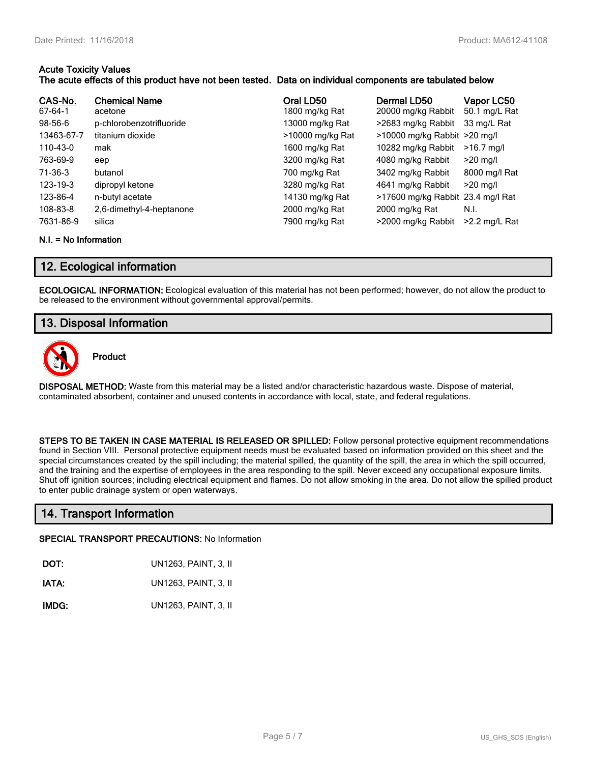**Acute Toxicity Values**
**The acute effects of this product have not been tested. Data on individual components are tabulated below**

| CAS-No. | Chemical Name | Oral LD50 | Dermal LD50 | Vapor LC50 |
|---|---|---|---|---|
| 67-64-1 | acetone | 1800 mg/kg Rat | 20000 mg/kg Rabbit | 50.1 mg/L Rat |
| 98-56-6 | p-chlorobenzotrifluoride | 13000 mg/kg Rat | >2683 mg/kg Rabbit | 33 mg/L Rat |
| 13463-67-7 | titanium dioxide | >10000 mg/kg Rat | >10000 mg/kg Rabbit | >20 mg/l |
| 110-43-0 | mak | 1600 mg/kg Rat | 10282 mg/kg Rabbit | >16.7 mg/l |
| 763-69-9 | eep | 3200 mg/kg Rat | 4080 mg/kg Rabbit | >20 mg/l |
| 71-36-3 | butanol | 700 mg/kg Rat | 3402 mg/kg Rabbit | 8000 mg/l Rat |
| 123-19-3 | dipropyl ketone | 3280 mg/kg Rat | 4641 mg/kg Rabbit | >20 mg/l |
| 123-86-4 | n-butyl acetate | 14130 mg/kg Rat | >17600 mg/kg Rabbit | 23.4 mg/l Rat |
| 108-83-8 | 2,6-dimethyl-4-heptanone | 2000 mg/kg Rat | 2000 mg/kg Rat | N.I. |
| 7631-86-9 | silica | 7900 mg/kg Rat | >2000 mg/kg Rabbit | >2.2 mg/L Rat |

**N.I. = No Information**

## 12. Ecological information

**ECOLOGICAL INFORMATION:** Ecological evaluation of this material has not been performed; however, do not allow the product to be released to the environment without governmental approval/permits.

## 13. Disposal Information

**Product**

**DISPOSAL METHOD:** Waste from this material may be a listed and/or characteristic hazardous waste. Dispose of material, contaminated absorbent, container and unused contents in accordance with local, state, and federal regulations.

**STEPS TO BE TAKEN IN CASE MATERIAL IS RELEASED OR SPILLED:** Follow personal protective equipment recommendations found in Section VIII. Personal protective equipment needs must be evaluated based on information provided on this sheet and the special circumstances created by the spill including; the material spilled, the quantity of the spill, the area in which the spill occurred, and the training and the expertise of employees in the area responding to the spill. Never exceed any occupational exposure limits. Shut off ignition sources; including electrical equipment and flames. Do not allow smoking in the area. Do not allow the spilled product to enter public drainage system or open waterways.

## 14. Transport Information

**SPECIAL TRANSPORT PRECAUTIONS:** No Information

**DOT:** UN1263, PAINT, 3, II

**IATA:** UN1263, PAINT, 3, II

**IMDG:** UN1263, PAINT, 3, II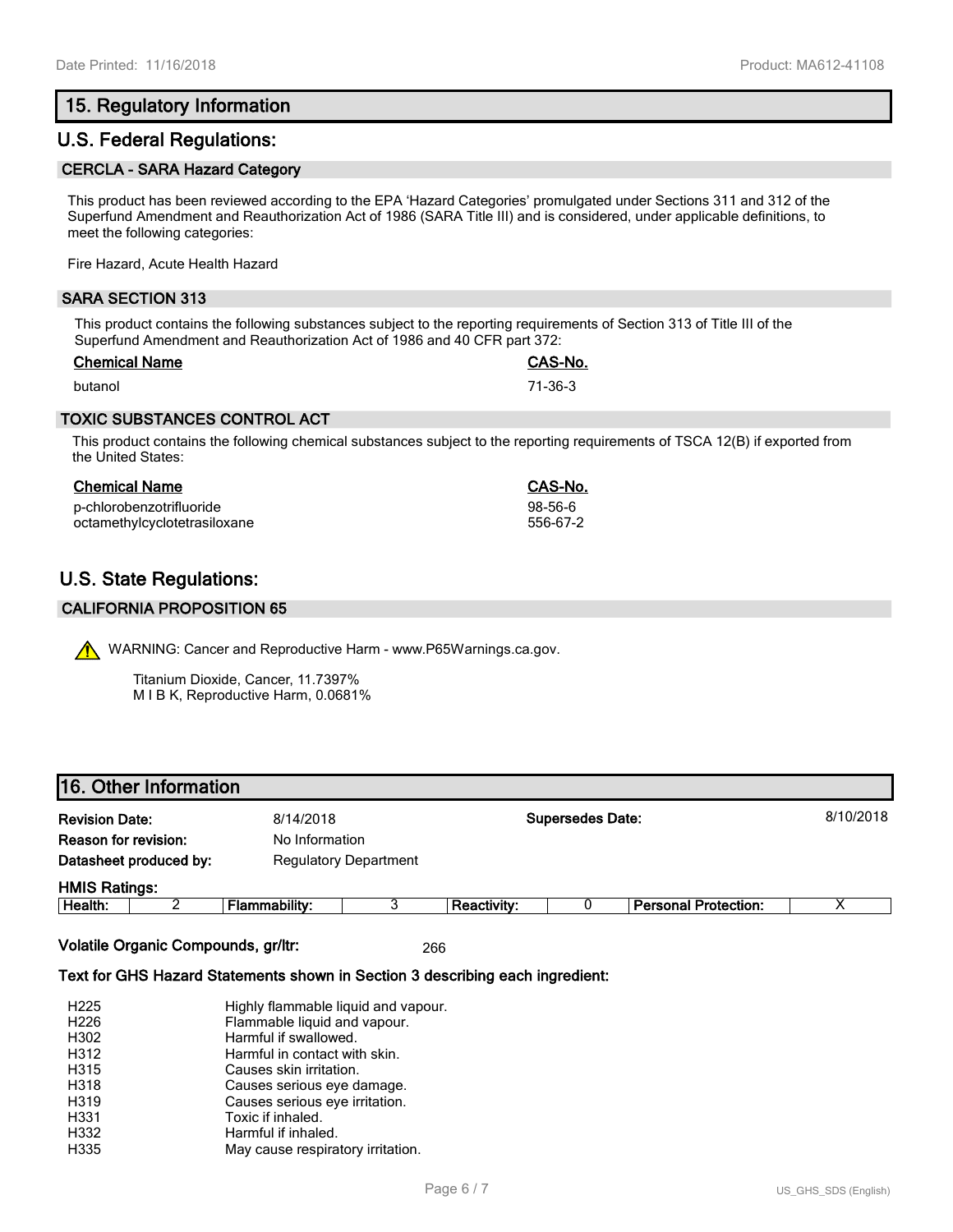## 15. Regulatory Information

## U.S. Federal Regulations:

### CERCLA - SARA Hazard Category

This product has been reviewed according to the EPA 'Hazard Categories' promulgated under Sections 311 and 312 of the Superfund Amendment and Reauthorization Act of 1986 (SARA Title III) and is considered, under applicable definitions, to meet the following categories:

Fire Hazard, Acute Health Hazard

### SARA SECTION 313

This product contains the following substances subject to the reporting requirements of Section 313 of Title III of the Superfund Amendment and Reauthorization Act of 1986 and 40 CFR part 372:

| Chemical Name | CAS-No. |
|---|---|
| butanol | 71-36-3 |

### TOXIC SUBSTANCES CONTROL ACT

This product contains the following chemical substances subject to the reporting requirements of TSCA 12(B) if exported from the United States:

| Chemical Name | CAS-No. |
|---|---|
| p-chlorobenzotrifluoride | 98-56-6 |
| octamethylcyclotetrasiloxane | 556-67-2 |

## U.S. State Regulations:

### CALIFORNIA PROPOSITION 65

WARNING: Cancer and Reproductive Harm - www.P65Warnings.ca.gov.

Titanium Dioxide, Cancer, 11.7397%
M I B K, Reproductive Harm, 0.0681%

## 16. Other Information

**Revision Date:** 8/14/2018 **Supersedes Date:** 8/10/2018

**Reason for revision:** No Information

**Datasheet produced by:** Regulatory Department

**HMIS Ratings:**

| Health: | 2 | Flammability: | 3 | Reactivity: | 0 | Personal Protection: | X |
|---|---|---|---|---|---|---|---|

**Volatile Organic Compounds, gr/ltr:** 266

**Text for GHS Hazard Statements shown in Section 3 describing each ingredient:**

| | |
|---|---|
| H225 | Highly flammable liquid and vapour. |
| H226 | Flammable liquid and vapour. |
| H302 | Harmful if swallowed. |
| H312 | Harmful in contact with skin. |
| H315 | Causes skin irritation. |
| H318 | Causes serious eye damage. |
| H319 | Causes serious eye irritation. |
| H331 | Toxic if inhaled. |
| H332 | Harmful if inhaled. |
| H335 | May cause respiratory irritation. |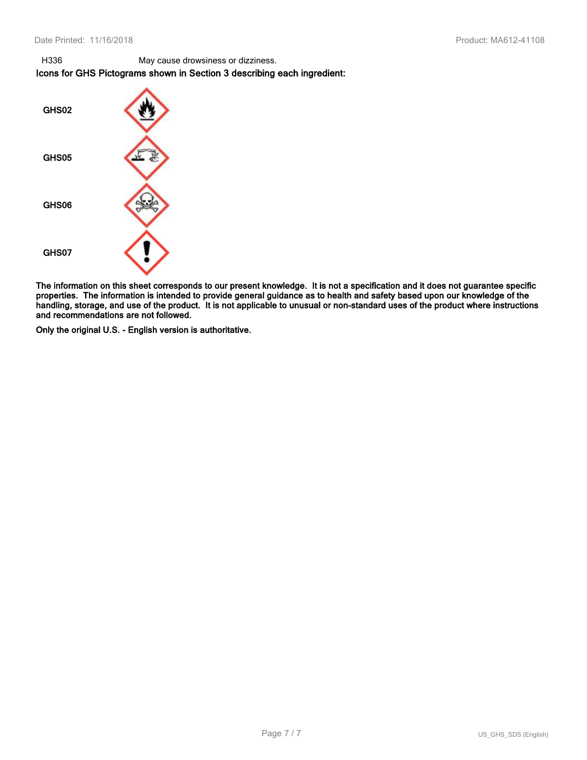| | |
|---|---|
| H336 | May cause drowsiness or dizziness. |

**Icons for GHS Pictograms shown in Section 3 describing each ingredient:**

GHS02

GHS05

GHS06

GHS07

**The information on this sheet corresponds to our present knowledge. It is not a specification and it does not guarantee specific properties. The information is intended to provide general guidance as to health and safety based upon our knowledge of the handling, storage, and use of the product. It is not applicable to unusual or non-standard uses of the product where instructions and recommendations are not followed.**

**Only the original U.S. - English version is authoritative.**